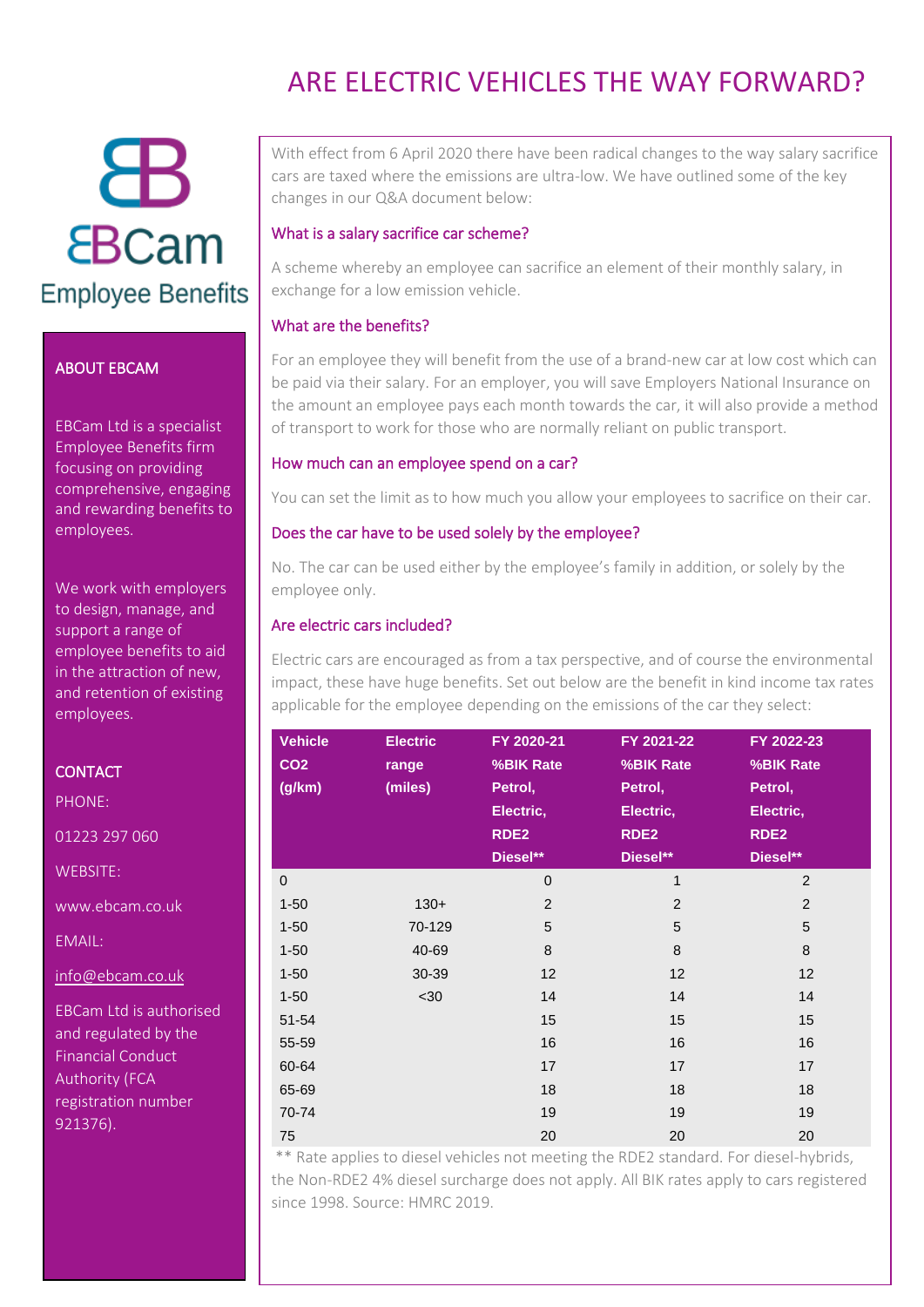# ARE ELECTRIC VEHICLES THE WAY FORWARD?

EBCam Employee Benefits

## ABOUT EBCAM

EBCam Ltd is a specialist Employee Benefits firm focusing on providing comprehensive, engaging and rewarding benefits to employees.

We work with employers to design, manage, and support a range of employee benefits to aid in the attraction of new, and retention of existing employees.

## CONTACT

PHONE:

01223 297 060

WEBSITE:

www.ebcam.co.uk

EMAIL:

info@ebcam.co.uk

EBCam Ltd is authorised and regulated by the Financial Conduct Authority (FCA registration number 921376).

With effect from 6 April 2020 there have been radical changes to the way salary sacrifice cars are taxed where the emissions are ultra-low. We have outlined some of the key changes in our Q&A document below:

### What is a salary sacrifice car scheme?

A scheme whereby an employee can sacrifice an element of their monthly salary, in exchange for a low emission vehicle.

### What are the benefits?

For an employee they will benefit from the use of a brand-new car at low cost which can be paid via their salary. For an employer, you will save Employers National Insurance on the amount an employee pays each month towards the car, it will also provide a method of transport to work for those who are normally reliant on public transport.

### How much can an employee spend on a car?

You can set the limit as to how much you allow your employees to sacrifice on their car.

### Does the car have to be used solely by the employee?

No. The car can be used either by the employee's family in addition, or solely by the employee only.

### Are electric cars included?

Electric cars are encouraged as from a tax perspective, and of course the environmental impact, these have huge benefits. Set out below are the benefit in kind income tax rates applicable for the employee depending on the emissions of the car they select:

| Vehicle $CO_2$ (g/km) | Electric range (miles) | FY 2020-21 %BIK Rate Petrol, Electric, RDE2 Diesel** | FY 2021-22 %BIK Rate Petrol, Electric, RDE2 Diesel** | FY 2022-23 %BIK Rate Petrol, Electric, RDE2 Diesel** |
|---|---|---|---|---|
| 0 | | 0 | 1 | 2 |
| 1-50 | 130+ | 2 | 2 | 2 |
| 1-50 | 70-129 | 5 | 5 | 5 |
| 1-50 | 40-69 | 8 | 8 | 8 |
| 1-50 | 30-39 | 12 | 12 | 12 |
| 1-50 | <30 | 14 | 14 | 14 |
| 51-54 | | 15 | 15 | 15 |
| 55-59 | | 16 | 16 | 16 |
| 60-64 | | 17 | 17 | 17 |
| 65-69 | | 18 | 18 | 18 |
| 70-74 | | 19 | 19 | 19 |
| 75 | | 20 | 20 | 20 |

** Rate applies to diesel vehicles not meeting the RDE2 standard. For diesel-hybrids, the Non-RDE2 4% diesel surcharge does not apply. All BIK rates apply to cars registered since 1998. Source: HMRC 2019.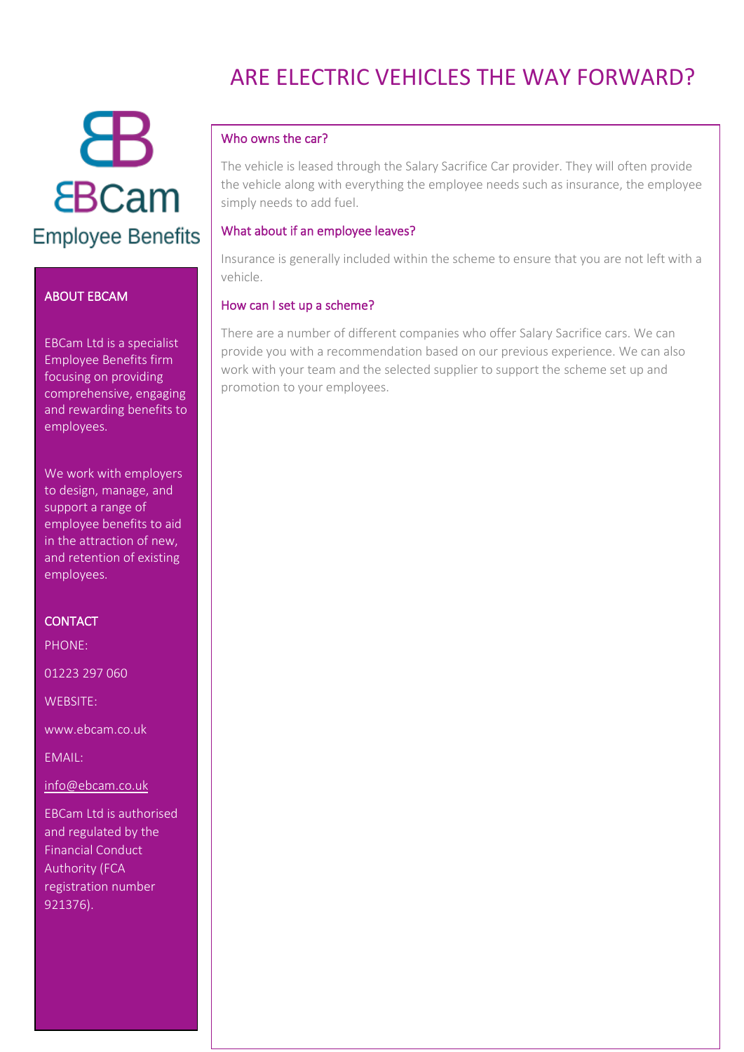# ARE ELECTRIC VEHICLES THE WAY FORWARD?

### Who owns the car?

The vehicle is leased through the Salary Sacrifice Car provider. They will often provide the vehicle along with everything the employee needs such as insurance, the employee simply needs to add fuel.

### What about if an employee leaves?

Insurance is generally included within the scheme to ensure that you are not left with a vehicle.

### How can I set up a scheme?

There are a number of different companies who offer Salary Sacrifice cars. We can provide you with a recommendation based on our previous experience. We can also work with your team and the selected supplier to support the scheme set up and promotion to your employees.

EBCam
Employee Benefits

## ABOUT EBCAM

EBCam Ltd is a specialist Employee Benefits firm focusing on providing comprehensive, engaging and rewarding benefits to employees.

We work with employers to design, manage, and support a range of employee benefits to aid in the attraction of new, and retention of existing employees.

## CONTACT

PHONE:

01223 297 060

WEBSITE:

www.ebcam.co.uk

EMAIL:

info@ebcam.co.uk

EBCam Ltd is authorised and regulated by the Financial Conduct Authority (FCA registration number 921376).